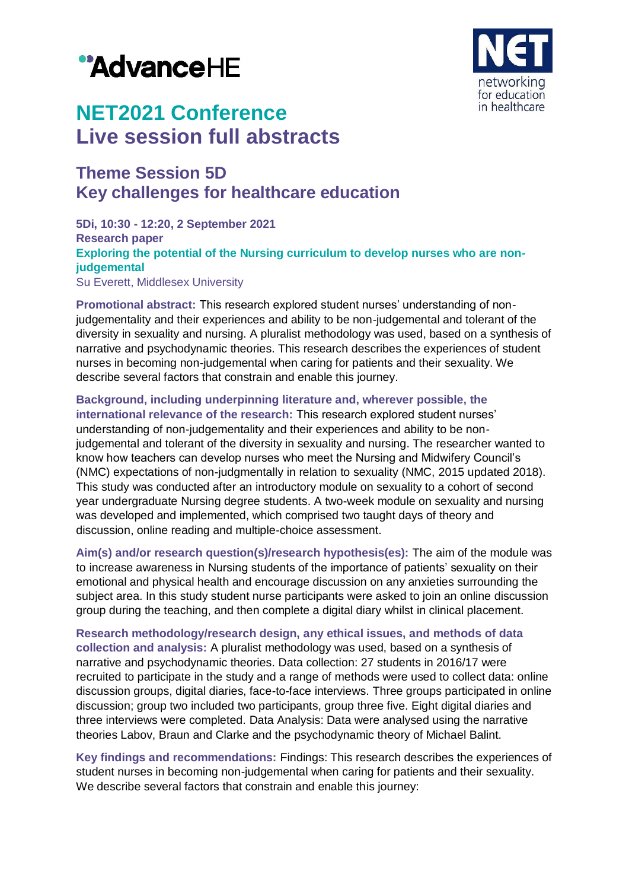AdvanceHE

NET networking for education in healthcare

# NET2021 Conference
# Live session full abstracts

## Theme Session 5D
## Key challenges for healthcare education

**5Di, 10:30 - 12:20, 2 September 2021**
**Research paper**
**Exploring the potential of the Nursing curriculum to develop nurses who are non-judgemental**
Su Everett, Middlesex University

**Promotional abstract:** This research explored student nurses' understanding of non-judgementality and their experiences and ability to be non-judgemental and tolerant of the diversity in sexuality and nursing. A pluralist methodology was used, based on a synthesis of narrative and psychodynamic theories. This research describes the experiences of student nurses in becoming non-judgemental when caring for patients and their sexuality. We describe several factors that constrain and enable this journey.

**Background, including underpinning literature and, wherever possible, the international relevance of the research:** This research explored student nurses' understanding of non-judgementality and their experiences and ability to be non-judgemental and tolerant of the diversity in sexuality and nursing. The researcher wanted to know how teachers can develop nurses who meet the Nursing and Midwifery Council's (NMC) expectations of non-judgmentally in relation to sexuality (NMC, 2015 updated 2018). This study was conducted after an introductory module on sexuality to a cohort of second year undergraduate Nursing degree students. A two-week module on sexuality and nursing was developed and implemented, which comprised two taught days of theory and discussion, online reading and multiple-choice assessment.

**Aim(s) and/or research question(s)/research hypothesis(es):** The aim of the module was to increase awareness in Nursing students of the importance of patients' sexuality on their emotional and physical health and encourage discussion on any anxieties surrounding the subject area. In this study student nurse participants were asked to join an online discussion group during the teaching, and then complete a digital diary whilst in clinical placement.

**Research methodology/research design, any ethical issues, and methods of data collection and analysis:** A pluralist methodology was used, based on a synthesis of narrative and psychodynamic theories. Data collection: 27 students in 2016/17 were recruited to participate in the study and a range of methods were used to collect data: online discussion groups, digital diaries, face-to-face interviews. Three groups participated in online discussion; group two included two participants, group three five. Eight digital diaries and three interviews were completed. Data Analysis: Data were analysed using the narrative theories Labov, Braun and Clarke and the psychodynamic theory of Michael Balint.

**Key findings and recommendations:** Findings: This research describes the experiences of student nurses in becoming non-judgemental when caring for patients and their sexuality. We describe several factors that constrain and enable this journey: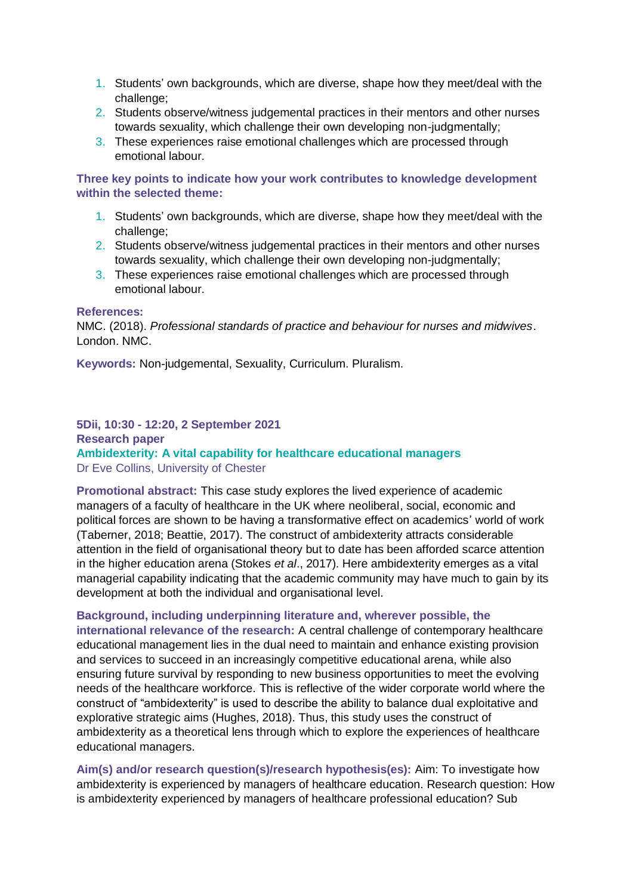1. Students' own backgrounds, which are diverse, shape how they meet/deal with the challenge;
2. Students observe/witness judgemental practices in their mentors and other nurses towards sexuality, which challenge their own developing non-judgmentally;
3. These experiences raise emotional challenges which are processed through emotional labour.

**Three key points to indicate how your work contributes to knowledge development within the selected theme:**

1. Students' own backgrounds, which are diverse, shape how they meet/deal with the challenge;
2. Students observe/witness judgemental practices in their mentors and other nurses towards sexuality, which challenge their own developing non-judgmentally;
3. These experiences raise emotional challenges which are processed through emotional labour.

**References:**
NMC. (2018). *Professional standards of practice and behaviour for nurses and midwives*. London. NMC.

**Keywords:** Non-judgemental, Sexuality, Curriculum. Pluralism.

**5Dii, 10:30 - 12:20, 2 September 2021**
**Research paper**
**Ambidexterity: A vital capability for healthcare educational managers**
Dr Eve Collins, University of Chester

**Promotional abstract:** This case study explores the lived experience of academic managers of a faculty of healthcare in the UK where neoliberal, social, economic and political forces are shown to be having a transformative effect on academics' world of work (Taberner, 2018; Beattie, 2017). The construct of ambidexterity attracts considerable attention in the field of organisational theory but to date has been afforded scarce attention in the higher education arena (Stokes *et al*., 2017). Here ambidexterity emerges as a vital managerial capability indicating that the academic community may have much to gain by its development at both the individual and organisational level.

**Background, including underpinning literature and, wherever possible, the international relevance of the research:** A central challenge of contemporary healthcare educational management lies in the dual need to maintain and enhance existing provision and services to succeed in an increasingly competitive educational arena, while also ensuring future survival by responding to new business opportunities to meet the evolving needs of the healthcare workforce. This is reflective of the wider corporate world where the construct of "ambidexterity" is used to describe the ability to balance dual exploitative and explorative strategic aims (Hughes, 2018). Thus, this study uses the construct of ambidexterity as a theoretical lens through which to explore the experiences of healthcare educational managers.

**Aim(s) and/or research question(s)/research hypothesis(es):** Aim: To investigate how ambidexterity is experienced by managers of healthcare education. Research question: How is ambidexterity experienced by managers of healthcare professional education? Sub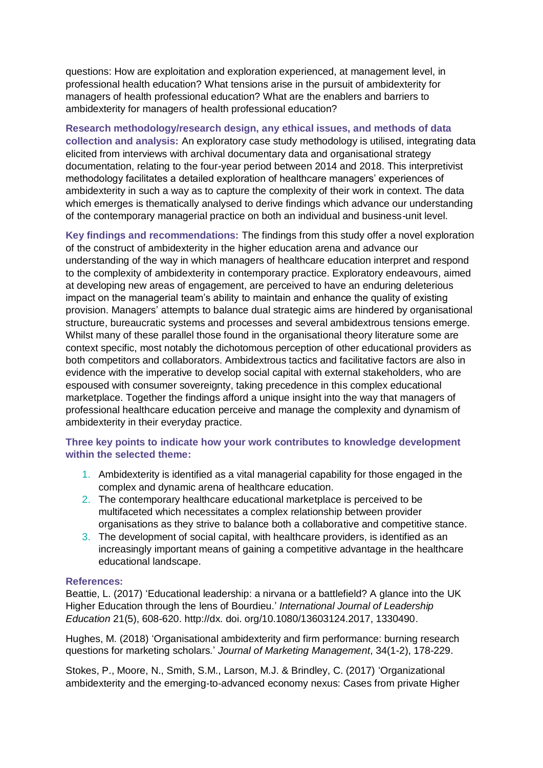questions: How are exploitation and exploration experienced, at management level, in professional health education? What tensions arise in the pursuit of ambidexterity for managers of health professional education? What are the enablers and barriers to ambidexterity for managers of health professional education?

**Research methodology/research design, any ethical issues, and methods of data collection and analysis:** An exploratory case study methodology is utilised, integrating data elicited from interviews with archival documentary data and organisational strategy documentation, relating to the four-year period between 2014 and 2018. This interpretivist methodology facilitates a detailed exploration of healthcare managers' experiences of ambidexterity in such a way as to capture the complexity of their work in context. The data which emerges is thematically analysed to derive findings which advance our understanding of the contemporary managerial practice on both an individual and business-unit level.

**Key findings and recommendations:** The findings from this study offer a novel exploration of the construct of ambidexterity in the higher education arena and advance our understanding of the way in which managers of healthcare education interpret and respond to the complexity of ambidexterity in contemporary practice. Exploratory endeavours, aimed at developing new areas of engagement, are perceived to have an enduring deleterious impact on the managerial team's ability to maintain and enhance the quality of existing provision. Managers' attempts to balance dual strategic aims are hindered by organisational structure, bureaucratic systems and processes and several ambidextrous tensions emerge. Whilst many of these parallel those found in the organisational theory literature some are context specific, most notably the dichotomous perception of other educational providers as both competitors and collaborators. Ambidextrous tactics and facilitative factors are also in evidence with the imperative to develop social capital with external stakeholders, who are espoused with consumer sovereignty, taking precedence in this complex educational marketplace. Together the findings afford a unique insight into the way that managers of professional healthcare education perceive and manage the complexity and dynamism of ambidexterity in their everyday practice.

**Three key points to indicate how your work contributes to knowledge development within the selected theme:**

1. Ambidexterity is identified as a vital managerial capability for those engaged in the complex and dynamic arena of healthcare education.
2. The contemporary healthcare educational marketplace is perceived to be multifaceted which necessitates a complex relationship between provider organisations as they strive to balance both a collaborative and competitive stance.
3. The development of social capital, with healthcare providers, is identified as an increasingly important means of gaining a competitive advantage in the healthcare educational landscape.

**References:**

Beattie, L. (2017) 'Educational leadership: a nirvana or a battlefield? A glance into the UK Higher Education through the lens of Bourdieu.' *International Journal of Leadership Education* 21(5), 608-620. http://dx. doi. org/10.1080/13603124.2017, 1330490.

Hughes, M. (2018) 'Organisational ambidexterity and firm performance: burning research questions for marketing scholars.' *Journal of Marketing Management*, 34(1-2), 178-229.

Stokes, P., Moore, N., Smith, S.M., Larson, M.J. & Brindley, C. (2017) 'Organizational ambidexterity and the emerging-to-advanced economy nexus: Cases from private Higher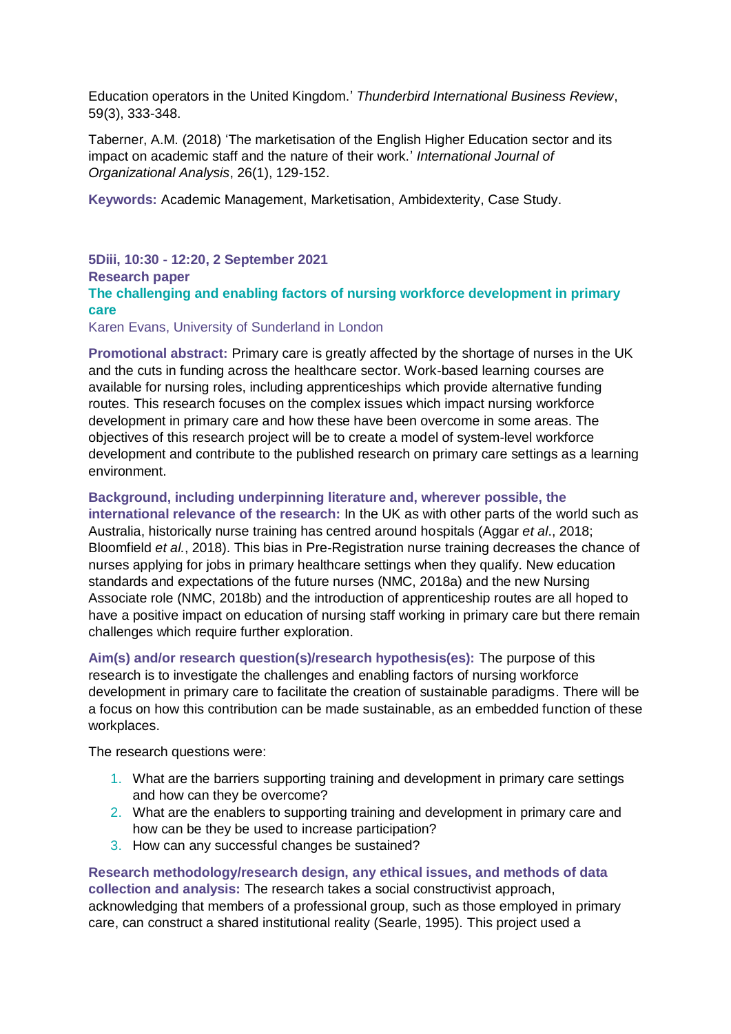Education operators in the United Kingdom.' *Thunderbird International Business Review*, 59(3), 333-348.

Taberner, A.M. (2018) 'The marketisation of the English Higher Education sector and its impact on academic staff and the nature of their work.' *International Journal of Organizational Analysis*, 26(1), 129-152.

**Keywords:** Academic Management, Marketisation, Ambidexterity, Case Study.

**5Diii, 10:30 - 12:20, 2 September 2021**
**Research paper**

## The challenging and enabling factors of nursing workforce development in primary care

Karen Evans, University of Sunderland in London

**Promotional abstract:** Primary care is greatly affected by the shortage of nurses in the UK and the cuts in funding across the healthcare sector. Work-based learning courses are available for nursing roles, including apprenticeships which provide alternative funding routes. This research focuses on the complex issues which impact nursing workforce development in primary care and how these have been overcome in some areas. The objectives of this research project will be to create a model of system-level workforce development and contribute to the published research on primary care settings as a learning environment.

**Background, including underpinning literature and, wherever possible, the international relevance of the research:** In the UK as with other parts of the world such as Australia, historically nurse training has centred around hospitals (Aggar *et al*., 2018; Bloomfield *et al.*, 2018). This bias in Pre-Registration nurse training decreases the chance of nurses applying for jobs in primary healthcare settings when they qualify. New education standards and expectations of the future nurses (NMC, 2018a) and the new Nursing Associate role (NMC, 2018b) and the introduction of apprenticeship routes are all hoped to have a positive impact on education of nursing staff working in primary care but there remain challenges which require further exploration.

**Aim(s) and/or research question(s)/research hypothesis(es):** The purpose of this research is to investigate the challenges and enabling factors of nursing workforce development in primary care to facilitate the creation of sustainable paradigms. There will be a focus on how this contribution can be made sustainable, as an embedded function of these workplaces.

The research questions were:

1. What are the barriers supporting training and development in primary care settings and how can they be overcome?
2. What are the enablers to supporting training and development in primary care and how can be they be used to increase participation?
3. How can any successful changes be sustained?

**Research methodology/research design, any ethical issues, and methods of data collection and analysis:** The research takes a social constructivist approach, acknowledging that members of a professional group, such as those employed in primary care, can construct a shared institutional reality (Searle, 1995). This project used a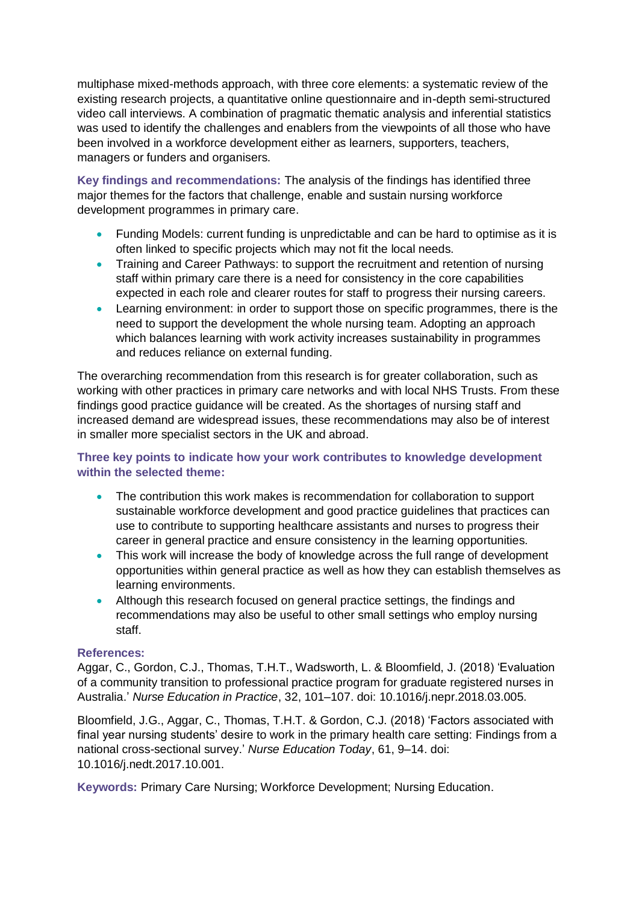multiphase mixed-methods approach, with three core elements: a systematic review of the existing research projects, a quantitative online questionnaire and in-depth semi-structured video call interviews. A combination of pragmatic thematic analysis and inferential statistics was used to identify the challenges and enablers from the viewpoints of all those who have been involved in a workforce development either as learners, supporters, teachers, managers or funders and organisers.

**Key findings and recommendations:** The analysis of the findings has identified three major themes for the factors that challenge, enable and sustain nursing workforce development programmes in primary care.

- Funding Models: current funding is unpredictable and can be hard to optimise as it is often linked to specific projects which may not fit the local needs.
- Training and Career Pathways: to support the recruitment and retention of nursing staff within primary care there is a need for consistency in the core capabilities expected in each role and clearer routes for staff to progress their nursing careers.
- Learning environment: in order to support those on specific programmes, there is the need to support the development the whole nursing team. Adopting an approach which balances learning with work activity increases sustainability in programmes and reduces reliance on external funding.

The overarching recommendation from this research is for greater collaboration, such as working with other practices in primary care networks and with local NHS Trusts. From these findings good practice guidance will be created. As the shortages of nursing staff and increased demand are widespread issues, these recommendations may also be of interest in smaller more specialist sectors in the UK and abroad.

**Three key points to indicate how your work contributes to knowledge development within the selected theme:**

- The contribution this work makes is recommendation for collaboration to support sustainable workforce development and good practice guidelines that practices can use to contribute to supporting healthcare assistants and nurses to progress their career in general practice and ensure consistency in the learning opportunities.
- This work will increase the body of knowledge across the full range of development opportunities within general practice as well as how they can establish themselves as learning environments.
- Although this research focused on general practice settings, the findings and recommendations may also be useful to other small settings who employ nursing staff.

**References:**

Aggar, C., Gordon, C.J., Thomas, T.H.T., Wadsworth, L. & Bloomfield, J. (2018) 'Evaluation of a community transition to professional practice program for graduate registered nurses in Australia.' *Nurse Education in Practice*, 32, 101–107. doi: 10.1016/j.nepr.2018.03.005.

Bloomfield, J.G., Aggar, C., Thomas, T.H.T. & Gordon, C.J. (2018) 'Factors associated with final year nursing students' desire to work in the primary health care setting: Findings from a national cross-sectional survey.' *Nurse Education Today*, 61, 9–14. doi: 10.1016/j.nedt.2017.10.001.

**Keywords:** Primary Care Nursing; Workforce Development; Nursing Education.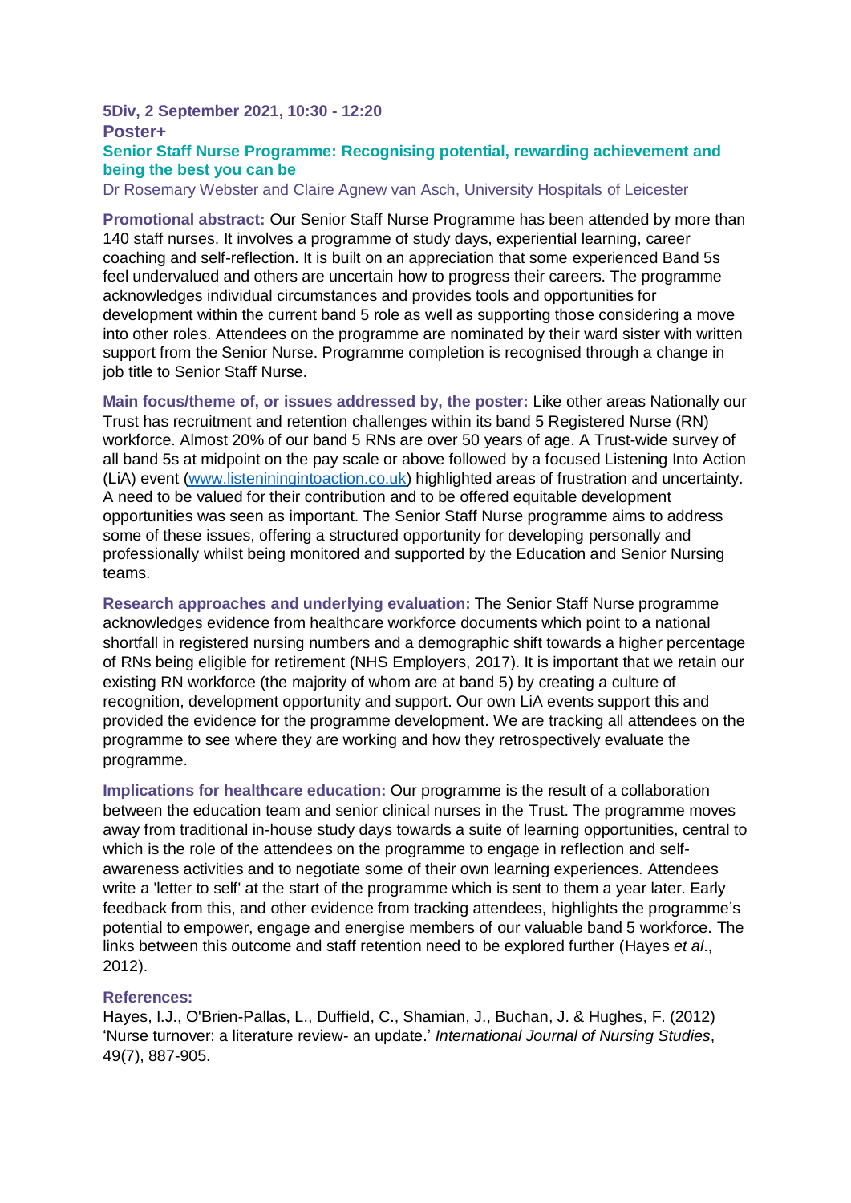**5Div, 2 September 2021, 10:30 - 12:20**

**Poster+**

## Senior Staff Nurse Programme: Recognising potential, rewarding achievement and being the best you can be

Dr Rosemary Webster and Claire Agnew van Asch, University Hospitals of Leicester

**Promotional abstract:** Our Senior Staff Nurse Programme has been attended by more than 140 staff nurses. It involves a programme of study days, experiential learning, career coaching and self-reflection. It is built on an appreciation that some experienced Band 5s feel undervalued and others are uncertain how to progress their careers. The programme acknowledges individual circumstances and provides tools and opportunities for development within the current band 5 role as well as supporting those considering a move into other roles. Attendees on the programme are nominated by their ward sister with written support from the Senior Nurse. Programme completion is recognised through a change in job title to Senior Staff Nurse.

**Main focus/theme of, or issues addressed by, the poster:** Like other areas Nationally our Trust has recruitment and retention challenges within its band 5 Registered Nurse (RN) workforce. Almost 20% of our band 5 RNs are over 50 years of age. A Trust-wide survey of all band 5s at midpoint on the pay scale or above followed by a focused Listening Into Action (LiA) event (www.listeningintoaction.co.uk) highlighted areas of frustration and uncertainty. A need to be valued for their contribution and to be offered equitable development opportunities was seen as important. The Senior Staff Nurse programme aims to address some of these issues, offering a structured opportunity for developing personally and professionally whilst being monitored and supported by the Education and Senior Nursing teams.

**Research approaches and underlying evaluation:** The Senior Staff Nurse programme acknowledges evidence from healthcare workforce documents which point to a national shortfall in registered nursing numbers and a demographic shift towards a higher percentage of RNs being eligible for retirement (NHS Employers, 2017). It is important that we retain our existing RN workforce (the majority of whom are at band 5) by creating a culture of recognition, development opportunity and support. Our own LiA events support this and provided the evidence for the programme development. We are tracking all attendees on the programme to see where they are working and how they retrospectively evaluate the programme.

**Implications for healthcare education:** Our programme is the result of a collaboration between the education team and senior clinical nurses in the Trust. The programme moves away from traditional in-house study days towards a suite of learning opportunities, central to which is the role of the attendees on the programme to engage in reflection and self-awareness activities and to negotiate some of their own learning experiences. Attendees write a 'letter to self' at the start of the programme which is sent to them a year later. Early feedback from this, and other evidence from tracking attendees, highlights the programme's potential to empower, engage and energise members of our valuable band 5 workforce. The links between this outcome and staff retention need to be explored further (Hayes *et al*., 2012).

**References:**

Hayes, I.J., O'Brien-Pallas, L., Duffield, C., Shamian, J., Buchan, J. & Hughes, F. (2012) 'Nurse turnover: a literature review- an update.' *International Journal of Nursing Studies*, 49(7), 887-905.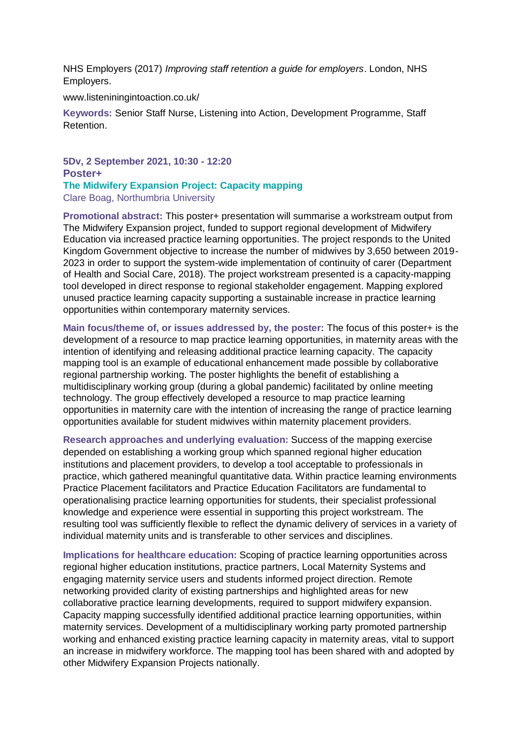NHS Employers (2017) *Improving staff retention a guide for employers*. London, NHS Employers.

www.listeniningintoaction.co.uk/

**Keywords:** Senior Staff Nurse, Listening into Action, Development Programme, Staff Retention.

**5Dv, 2 September 2021, 10:30 - 12:20**
**Poster+**

### The Midwifery Expansion Project: Capacity mapping

Clare Boag, Northumbria University

**Promotional abstract:** This poster+ presentation will summarise a workstream output from The Midwifery Expansion project, funded to support regional development of Midwifery Education via increased practice learning opportunities. The project responds to the United Kingdom Government objective to increase the number of midwives by 3,650 between 2019-2023 in order to support the system-wide implementation of continuity of carer (Department of Health and Social Care, 2018). The project workstream presented is a capacity-mapping tool developed in direct response to regional stakeholder engagement. Mapping explored unused practice learning capacity supporting a sustainable increase in practice learning opportunities within contemporary maternity services.

**Main focus/theme of, or issues addressed by, the poster:** The focus of this poster+ is the development of a resource to map practice learning opportunities, in maternity areas with the intention of identifying and releasing additional practice learning capacity. The capacity mapping tool is an example of educational enhancement made possible by collaborative regional partnership working. The poster highlights the benefit of establishing a multidisciplinary working group (during a global pandemic) facilitated by online meeting technology. The group effectively developed a resource to map practice learning opportunities in maternity care with the intention of increasing the range of practice learning opportunities available for student midwives within maternity placement providers.

**Research approaches and underlying evaluation:** Success of the mapping exercise depended on establishing a working group which spanned regional higher education institutions and placement providers, to develop a tool acceptable to professionals in practice, which gathered meaningful quantitative data. Within practice learning environments Practice Placement facilitators and Practice Education Facilitators are fundamental to operationalising practice learning opportunities for students, their specialist professional knowledge and experience were essential in supporting this project workstream. The resulting tool was sufficiently flexible to reflect the dynamic delivery of services in a variety of individual maternity units and is transferable to other services and disciplines.

**Implications for healthcare education:** Scoping of practice learning opportunities across regional higher education institutions, practice partners, Local Maternity Systems and engaging maternity service users and students informed project direction. Remote networking provided clarity of existing partnerships and highlighted areas for new collaborative practice learning developments, required to support midwifery expansion. Capacity mapping successfully identified additional practice learning opportunities, within maternity services. Development of a multidisciplinary working party promoted partnership working and enhanced existing practice learning capacity in maternity areas, vital to support an increase in midwifery workforce. The mapping tool has been shared with and adopted by other Midwifery Expansion Projects nationally.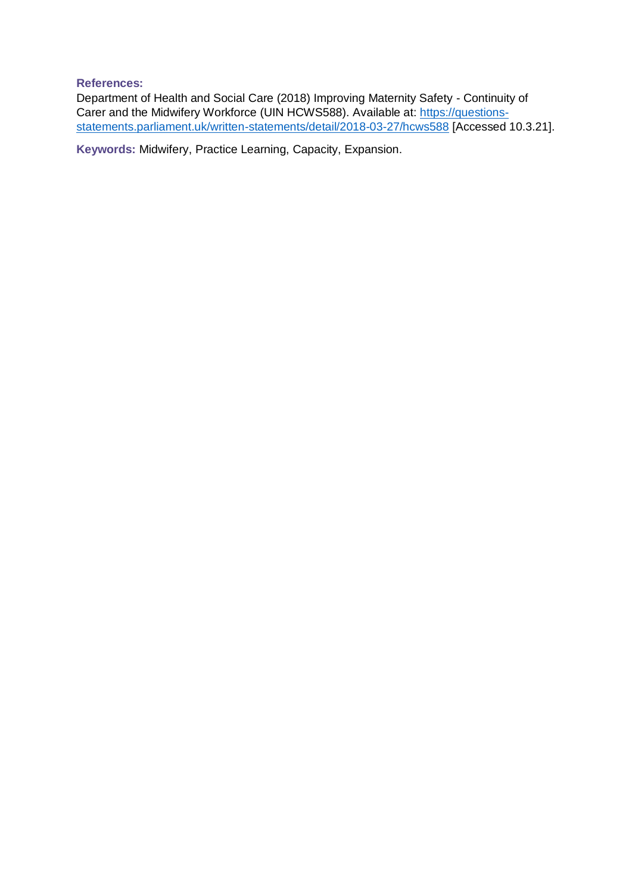**References:**

Department of Health and Social Care (2018) Improving Maternity Safety - Continuity of Carer and the Midwifery Workforce (UIN HCWS588). Available at: https://questions-statements.parliament.uk/written-statements/detail/2018-03-27/hcws588 [Accessed 10.3.21].

**Keywords:** Midwifery, Practice Learning, Capacity, Expansion.